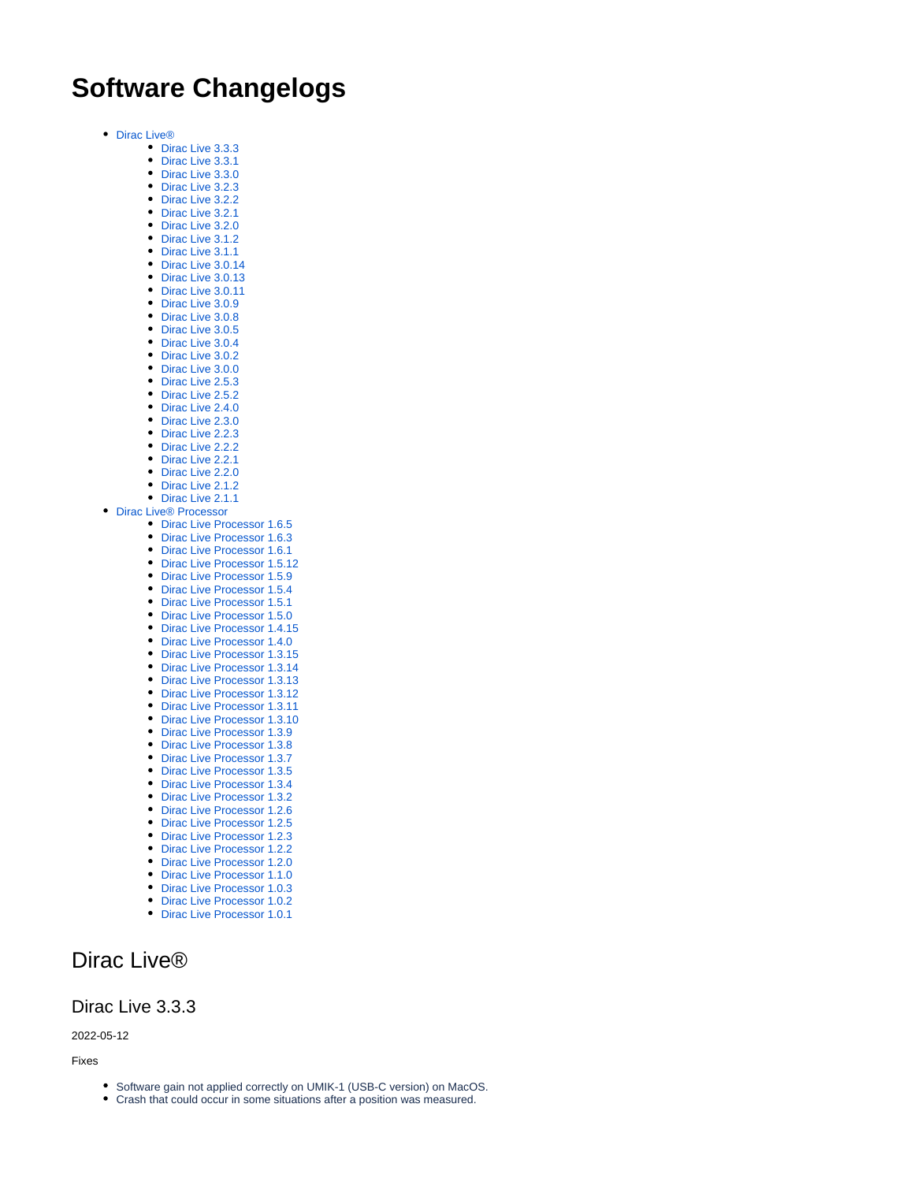# Software Changelogs

- Dirac Live®
  - Dirac Live 3.3.3
  - Dirac Live 3.3.1
  - Dirac Live 3.3.0
  - Dirac Live 3.2.3
  - Dirac Live 3.2.2
  - Dirac Live 3.2.1
  - Dirac Live 3.2.0
  - Dirac Live 3.1.2
  - Dirac Live 3.1.1
  - Dirac Live 3.0.14
  - Dirac Live 3.0.13
  - Dirac Live 3.0.11
  - Dirac Live 3.0.9
  - Dirac Live 3.0.8
  - Dirac Live 3.0.5
  - Dirac Live 3.0.4
  - Dirac Live 3.0.2
  - Dirac Live 3.0.0
  - Dirac Live 2.5.3
  - Dirac Live 2.5.2
  - Dirac Live 2.4.0
  - Dirac Live 2.3.0
  - Dirac Live 2.2.3
  - Dirac Live 2.2.2
  - Dirac Live 2.2.1
  - Dirac Live 2.2.0
  - Dirac Live 2.1.2
  - Dirac Live 2.1.1
- Dirac Live® Processor
  - Dirac Live Processor 1.6.5
  - Dirac Live Processor 1.6.3
  - Dirac Live Processor 1.6.1
  - Dirac Live Processor 1.5.12
  - Dirac Live Processor 1.5.9
  - Dirac Live Processor 1.5.4
  - Dirac Live Processor 1.5.1
  - Dirac Live Processor 1.5.0
  - Dirac Live Processor 1.4.15
  - Dirac Live Processor 1.4.0
  - Dirac Live Processor 1.3.15
  - Dirac Live Processor 1.3.14
  - Dirac Live Processor 1.3.13
  - Dirac Live Processor 1.3.12
  - Dirac Live Processor 1.3.11
  - Dirac Live Processor 1.3.10
  - Dirac Live Processor 1.3.9
  - Dirac Live Processor 1.3.8
  - Dirac Live Processor 1.3.7
  - Dirac Live Processor 1.3.5
  - Dirac Live Processor 1.3.4
  - Dirac Live Processor 1.3.2
  - Dirac Live Processor 1.2.6
  - Dirac Live Processor 1.2.5
  - Dirac Live Processor 1.2.3
  - Dirac Live Processor 1.2.2
  - Dirac Live Processor 1.2.0
  - Dirac Live Processor 1.1.0
  - Dirac Live Processor 1.0.3
  - Dirac Live Processor 1.0.2
  - Dirac Live Processor 1.0.1

## Dirac Live®

### Dirac Live 3.3.3

2022-05-12

Fixes

- Software gain not applied correctly on UMIK-1 (USB-C version) on MacOS.
- Crash that could occur in some situations after a position was measured.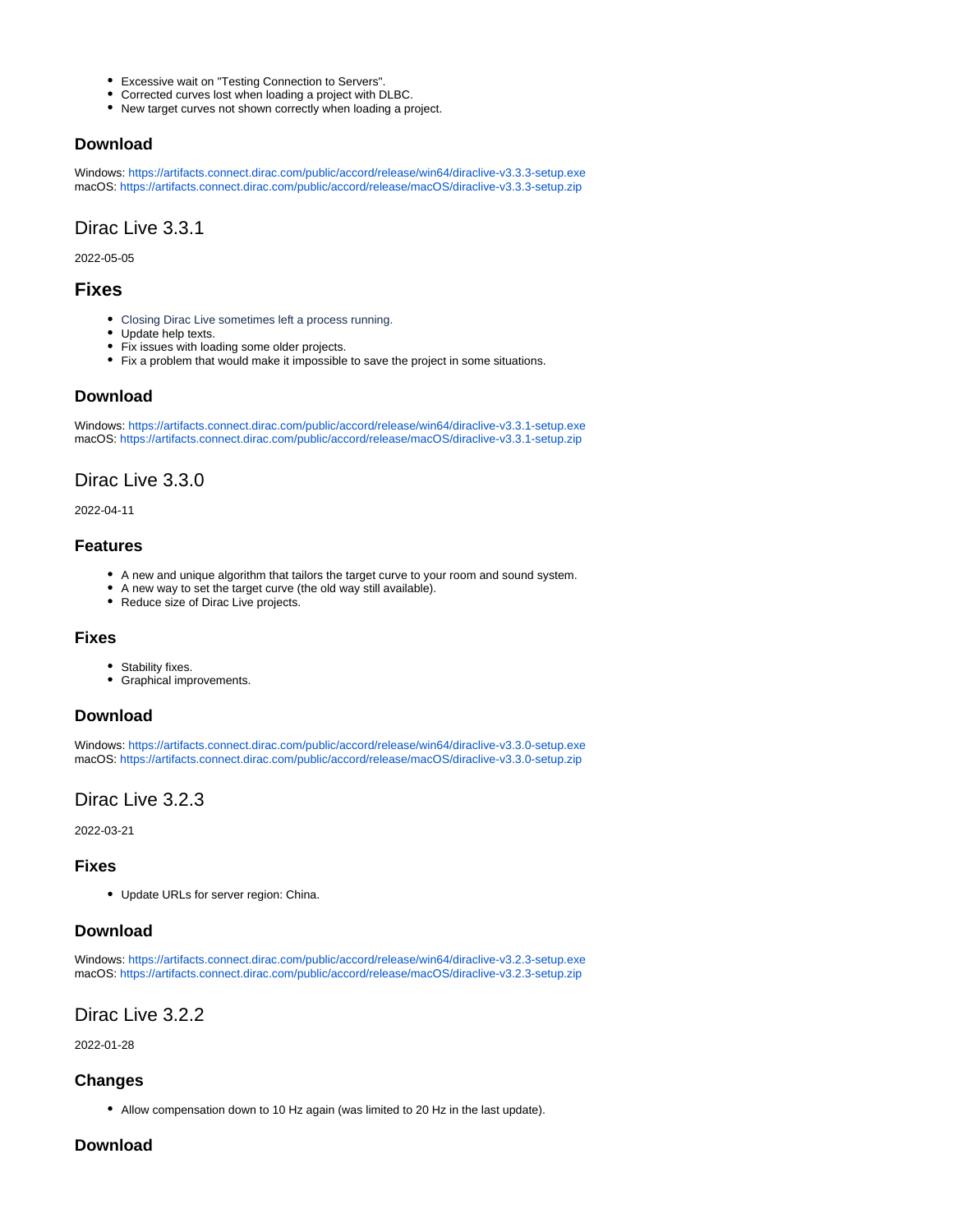- Excessive wait on "Testing Connection to Servers".
- Corrected curves lost when loading a project with DLBC.
- New target curves not shown correctly when loading a project.

### Download

Windows: https://artifacts.connect.dirac.com/public/accord/release/win64/diraclive-v3.3.3-setup.exe
macOS: https://artifacts.connect.dirac.com/public/accord/release/macOS/diraclive-v3.3.3-setup.zip

## Dirac Live 3.3.1

2022-05-05

## Fixes

- Closing Dirac Live sometimes left a process running.
- Update help texts.
- Fix issues with loading some older projects.
- Fix a problem that would make it impossible to save the project in some situations.

### Download

Windows: https://artifacts.connect.dirac.com/public/accord/release/win64/diraclive-v3.3.1-setup.exe
macOS: https://artifacts.connect.dirac.com/public/accord/release/macOS/diraclive-v3.3.1-setup.zip

## Dirac Live 3.3.0

2022-04-11

### Features

- A new and unique algorithm that tailors the target curve to your room and sound system.
- A new way to set the target curve (the old way still available).
- Reduce size of Dirac Live projects.

### Fixes

- Stability fixes.
- Graphical improvements.

### Download

Windows: https://artifacts.connect.dirac.com/public/accord/release/win64/diraclive-v3.3.0-setup.exe
macOS: https://artifacts.connect.dirac.com/public/accord/release/macOS/diraclive-v3.3.0-setup.zip

## Dirac Live 3.2.3

2022-03-21

### Fixes

- Update URLs for server region: China.

### Download

Windows: https://artifacts.connect.dirac.com/public/accord/release/win64/diraclive-v3.2.3-setup.exe
macOS: https://artifacts.connect.dirac.com/public/accord/release/macOS/diraclive-v3.2.3-setup.zip

## Dirac Live 3.2.2

2022-01-28

### Changes

- Allow compensation down to 10 Hz again (was limited to 20 Hz in the last update).

### Download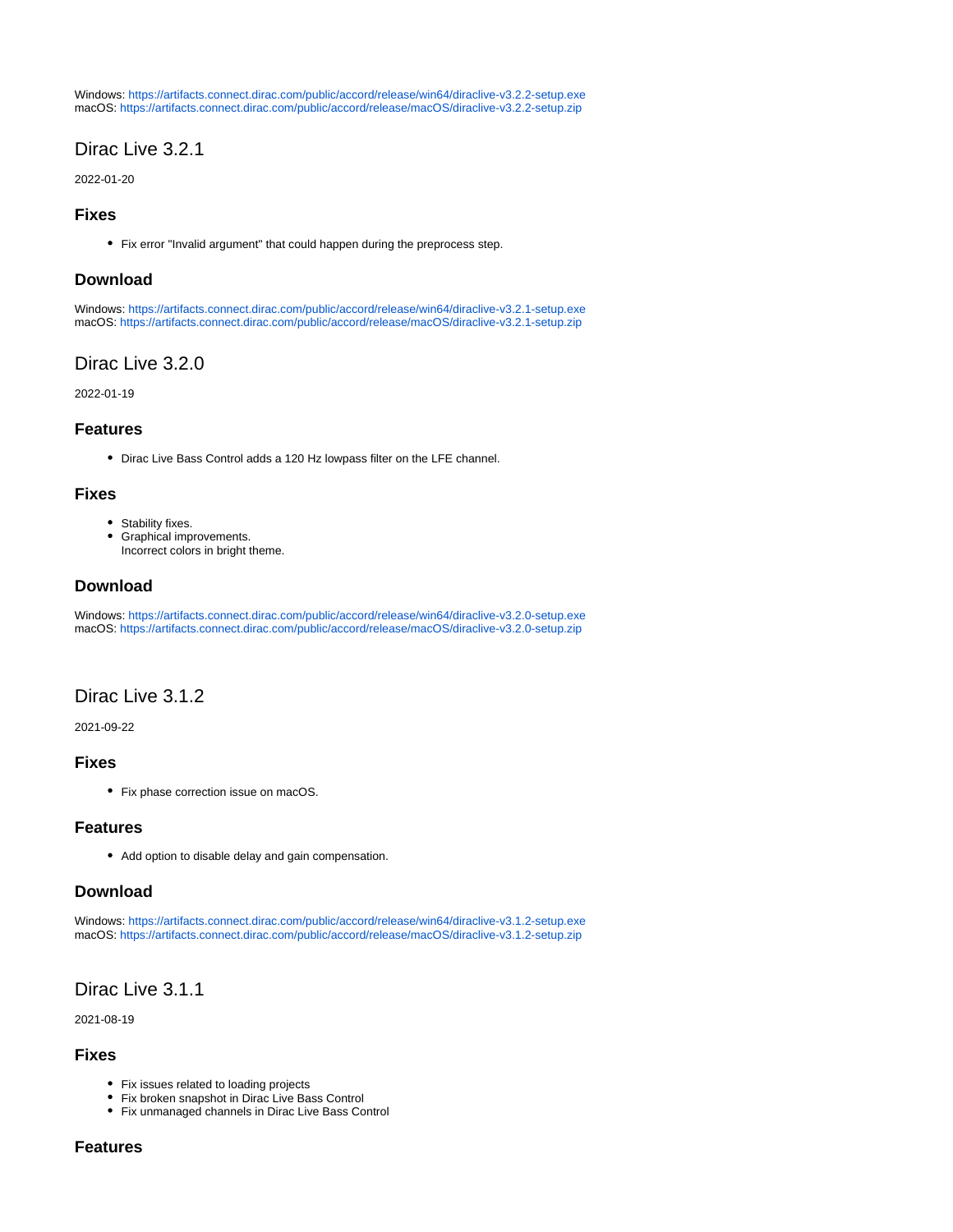Windows: https://artifacts.connect.dirac.com/public/accord/release/win64/diraclive-v3.2.2-setup.exe
macOS: https://artifacts.connect.dirac.com/public/accord/release/macOS/diraclive-v3.2.2-setup.zip

## Dirac Live 3.2.1

2022-01-20

### Fixes

- Fix error "Invalid argument" that could happen during the preprocess step.

### Download

Windows: https://artifacts.connect.dirac.com/public/accord/release/win64/diraclive-v3.2.1-setup.exe
macOS: https://artifacts.connect.dirac.com/public/accord/release/macOS/diraclive-v3.2.1-setup.zip

## Dirac Live 3.2.0

2022-01-19

### Features

- Dirac Live Bass Control adds a 120 Hz lowpass filter on the LFE channel.

### Fixes

- Stability fixes.
- Graphical improvements.
  Incorrect colors in bright theme.

### Download

Windows: https://artifacts.connect.dirac.com/public/accord/release/win64/diraclive-v3.2.0-setup.exe
macOS: https://artifacts.connect.dirac.com/public/accord/release/macOS/diraclive-v3.2.0-setup.zip

## Dirac Live 3.1.2

2021-09-22

### Fixes

- Fix phase correction issue on macOS.

### Features

- Add option to disable delay and gain compensation.

### Download

Windows: https://artifacts.connect.dirac.com/public/accord/release/win64/diraclive-v3.1.2-setup.exe
macOS: https://artifacts.connect.dirac.com/public/accord/release/macOS/diraclive-v3.1.2-setup.zip

## Dirac Live 3.1.1

2021-08-19

### Fixes

- Fix issues related to loading projects
- Fix broken snapshot in Dirac Live Bass Control
- Fix unmanaged channels in Dirac Live Bass Control

### Features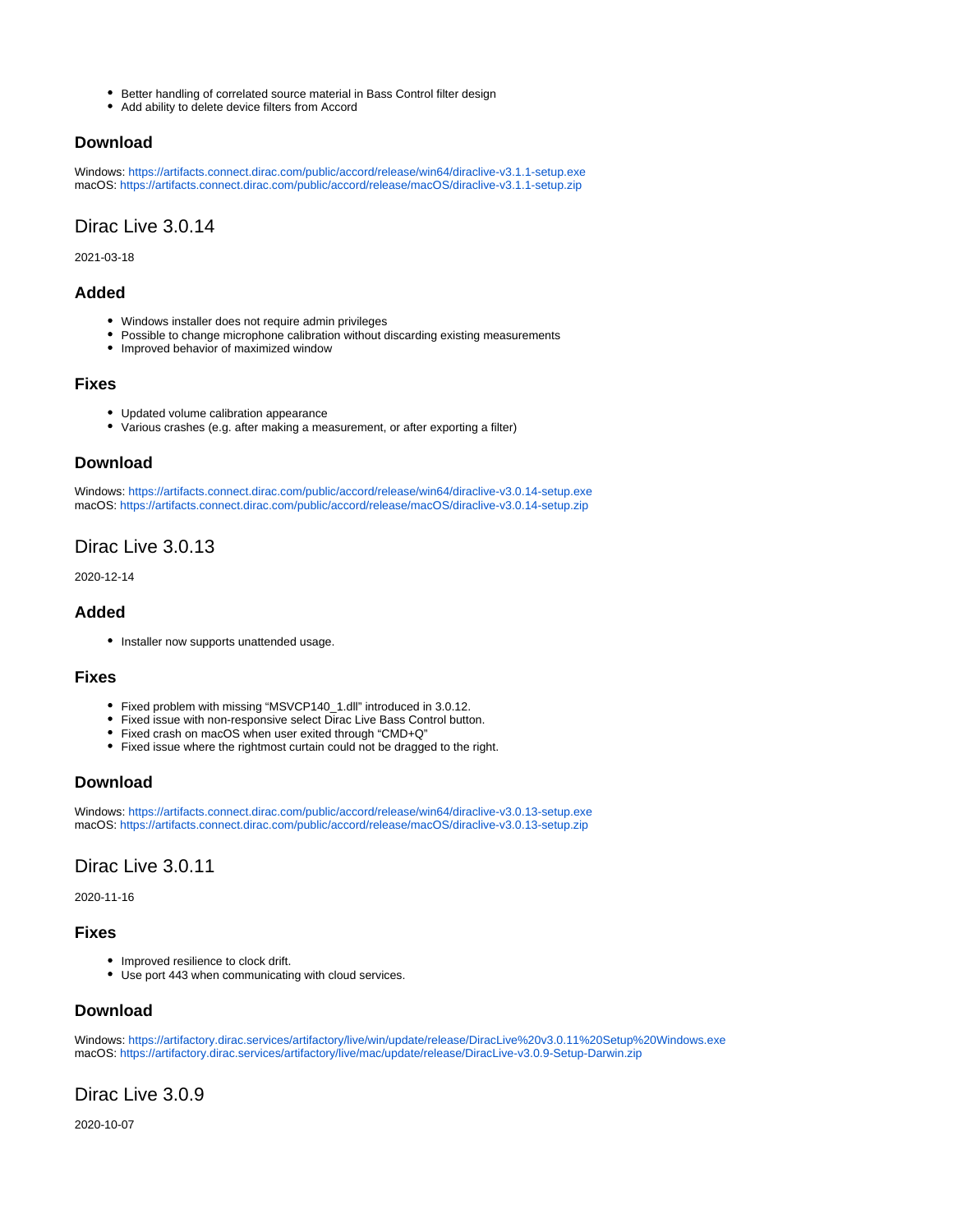- Better handling of correlated source material in Bass Control filter design
- Add ability to delete device filters from Accord

### Download

Windows: https://artifacts.connect.dirac.com/public/accord/release/win64/diraclive-v3.1.1-setup.exe
macOS: https://artifacts.connect.dirac.com/public/accord/release/macOS/diraclive-v3.1.1-setup.zip

## Dirac Live 3.0.14

2021-03-18

### Added

- Windows installer does not require admin privileges
- Possible to change microphone calibration without discarding existing measurements
- Improved behavior of maximized window

### Fixes

- Updated volume calibration appearance
- Various crashes (e.g. after making a measurement, or after exporting a filter)

### Download

Windows: https://artifacts.connect.dirac.com/public/accord/release/win64/diraclive-v3.0.14-setup.exe
macOS: https://artifacts.connect.dirac.com/public/accord/release/macOS/diraclive-v3.0.14-setup.zip

## Dirac Live 3.0.13

2020-12-14

### Added

- Installer now supports unattended usage.

### Fixes

- Fixed problem with missing “MSVCP140_1.dll” introduced in 3.0.12.
- Fixed issue with non-responsive select Dirac Live Bass Control button.
- Fixed crash on macOS when user exited through “CMD+Q”
- Fixed issue where the rightmost curtain could not be dragged to the right.

### Download

Windows: https://artifacts.connect.dirac.com/public/accord/release/win64/diraclive-v3.0.13-setup.exe
macOS: https://artifacts.connect.dirac.com/public/accord/release/macOS/diraclive-v3.0.13-setup.zip

## Dirac Live 3.0.11

2020-11-16

### Fixes

- Improved resilience to clock drift.
- Use port 443 when communicating with cloud services.

### Download

Windows: https://artifactory.dirac.services/artifactory/live/win/update/release/DiracLive%20v3.0.11%20Setup%20Windows.exe
macOS: https://artifactory.dirac.services/artifactory/live/mac/update/release/DiracLive-v3.0.9-Setup-Darwin.zip

## Dirac Live 3.0.9

2020-10-07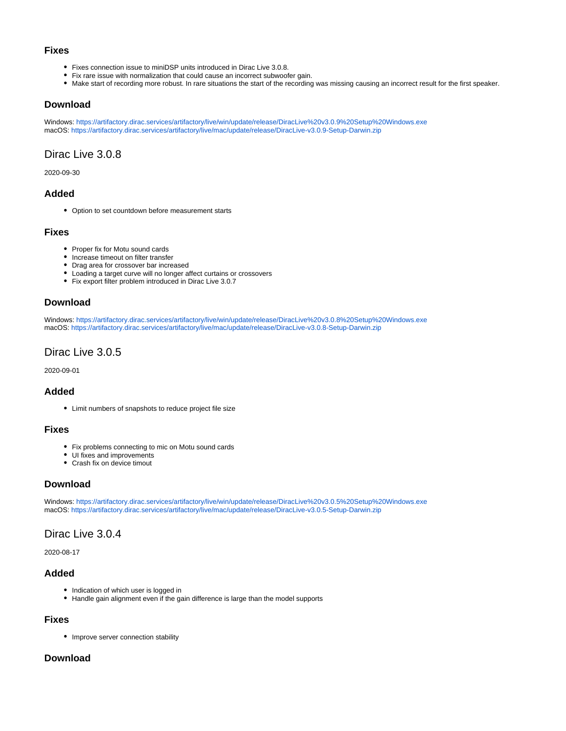### Fixes

- Fixes connection issue to miniDSP units introduced in Dirac Live 3.0.8.
- Fix rare issue with normalization that could cause an incorrect subwoofer gain.
- Make start of recording more robust. In rare situations the start of the recording was missing causing an incorrect result for the first speaker.

### Download

Windows: https://artifactory.dirac.services/artifactory/live/win/update/release/DiracLive%20v3.0.9%20Setup%20Windows.exe
macOS: https://artifactory.dirac.services/artifactory/live/mac/update/release/DiracLive-v3.0.9-Setup-Darwin.zip

## Dirac Live 3.0.8

2020-09-30

### Added

- Option to set countdown before measurement starts

### Fixes

- Proper fix for Motu sound cards
- Increase timeout on filter transfer
- Drag area for crossover bar increased
- Loading a target curve will no longer affect curtains or crossovers
- Fix export filter problem introduced in Dirac Live 3.0.7

### Download

Windows: https://artifactory.dirac.services/artifactory/live/win/update/release/DiracLive%20v3.0.8%20Setup%20Windows.exe
macOS: https://artifactory.dirac.services/artifactory/live/mac/update/release/DiracLive-v3.0.8-Setup-Darwin.zip

## Dirac Live 3.0.5

2020-09-01

### Added

- Limit numbers of snapshots to reduce project file size

### Fixes

- Fix problems connecting to mic on Motu sound cards
- UI fixes and improvements
- Crash fix on device timout

### Download

Windows: https://artifactory.dirac.services/artifactory/live/win/update/release/DiracLive%20v3.0.5%20Setup%20Windows.exe
macOS: https://artifactory.dirac.services/artifactory/live/mac/update/release/DiracLive-v3.0.5-Setup-Darwin.zip

## Dirac Live 3.0.4

2020-08-17

### Added

- Indication of which user is logged in
- Handle gain alignment even if the gain difference is large than the model supports

### Fixes

- Improve server connection stability

### Download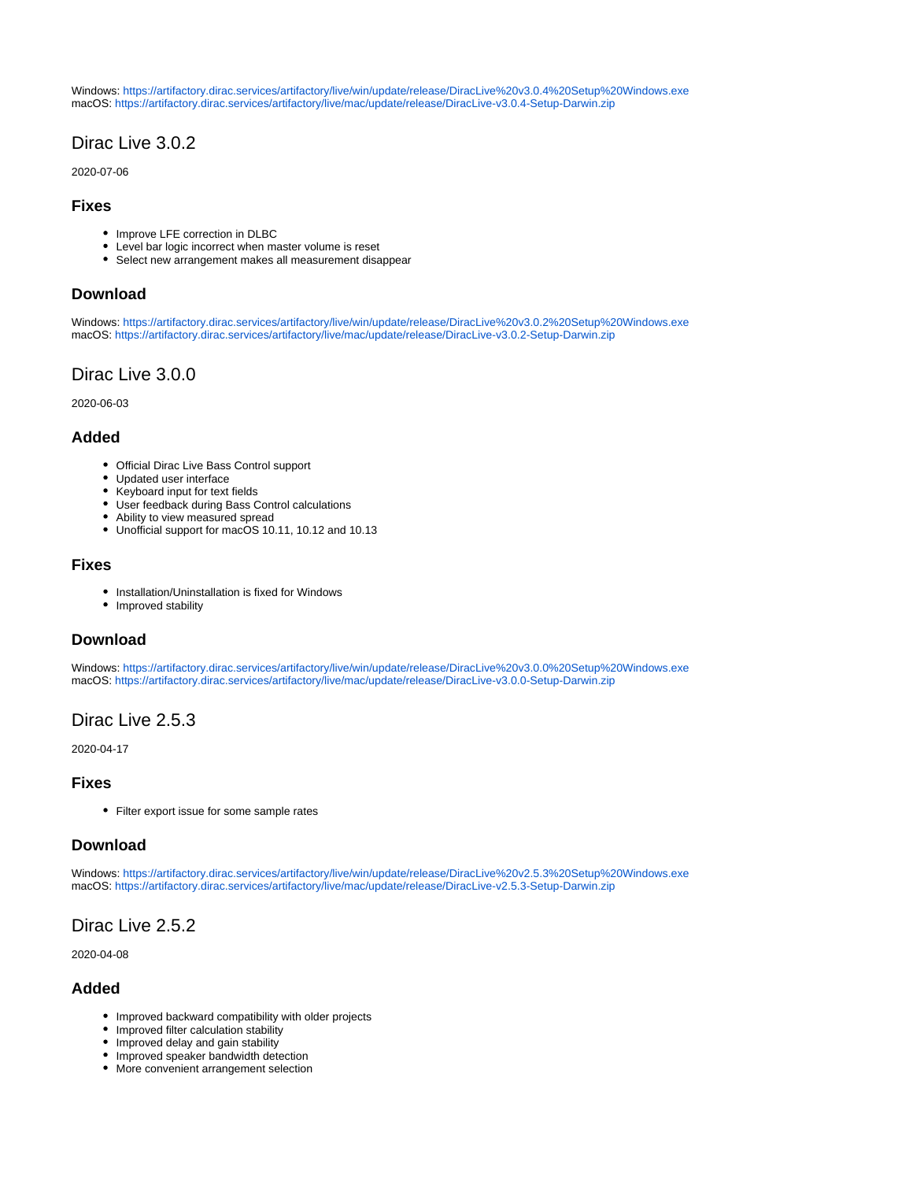Windows: https://artifactory.dirac.services/artifactory/live/win/update/release/DiracLive%20v3.0.4%20Setup%20Windows.exe
macOS: https://artifactory.dirac.services/artifactory/live/mac/update/release/DiracLive-v3.0.4-Setup-Darwin.zip

## Dirac Live 3.0.2

2020-07-06

### Fixes

- Improve LFE correction in DLBC
- Level bar logic incorrect when master volume is reset
- Select new arrangement makes all measurement disappear

### Download

Windows: https://artifactory.dirac.services/artifactory/live/win/update/release/DiracLive%20v3.0.2%20Setup%20Windows.exe
macOS: https://artifactory.dirac.services/artifactory/live/mac/update/release/DiracLive-v3.0.2-Setup-Darwin.zip

## Dirac Live 3.0.0

2020-06-03

### Added

- Official Dirac Live Bass Control support
- Updated user interface
- Keyboard input for text fields
- User feedback during Bass Control calculations
- Ability to view measured spread
- Unofficial support for macOS 10.11, 10.12 and 10.13

### Fixes

- Installation/Uninstallation is fixed for Windows
- Improved stability

### Download

Windows: https://artifactory.dirac.services/artifactory/live/win/update/release/DiracLive%20v3.0.0%20Setup%20Windows.exe
macOS: https://artifactory.dirac.services/artifactory/live/mac/update/release/DiracLive-v3.0.0-Setup-Darwin.zip

## Dirac Live 2.5.3

2020-04-17

### Fixes

- Filter export issue for some sample rates

### Download

Windows: https://artifactory.dirac.services/artifactory/live/win/update/release/DiracLive%20v2.5.3%20Setup%20Windows.exe
macOS: https://artifactory.dirac.services/artifactory/live/mac/update/release/DiracLive-v2.5.3-Setup-Darwin.zip

## Dirac Live 2.5.2

2020-04-08

### Added

- Improved backward compatibility with older projects
- Improved filter calculation stability
- Improved delay and gain stability
- Improved speaker bandwidth detection
- More convenient arrangement selection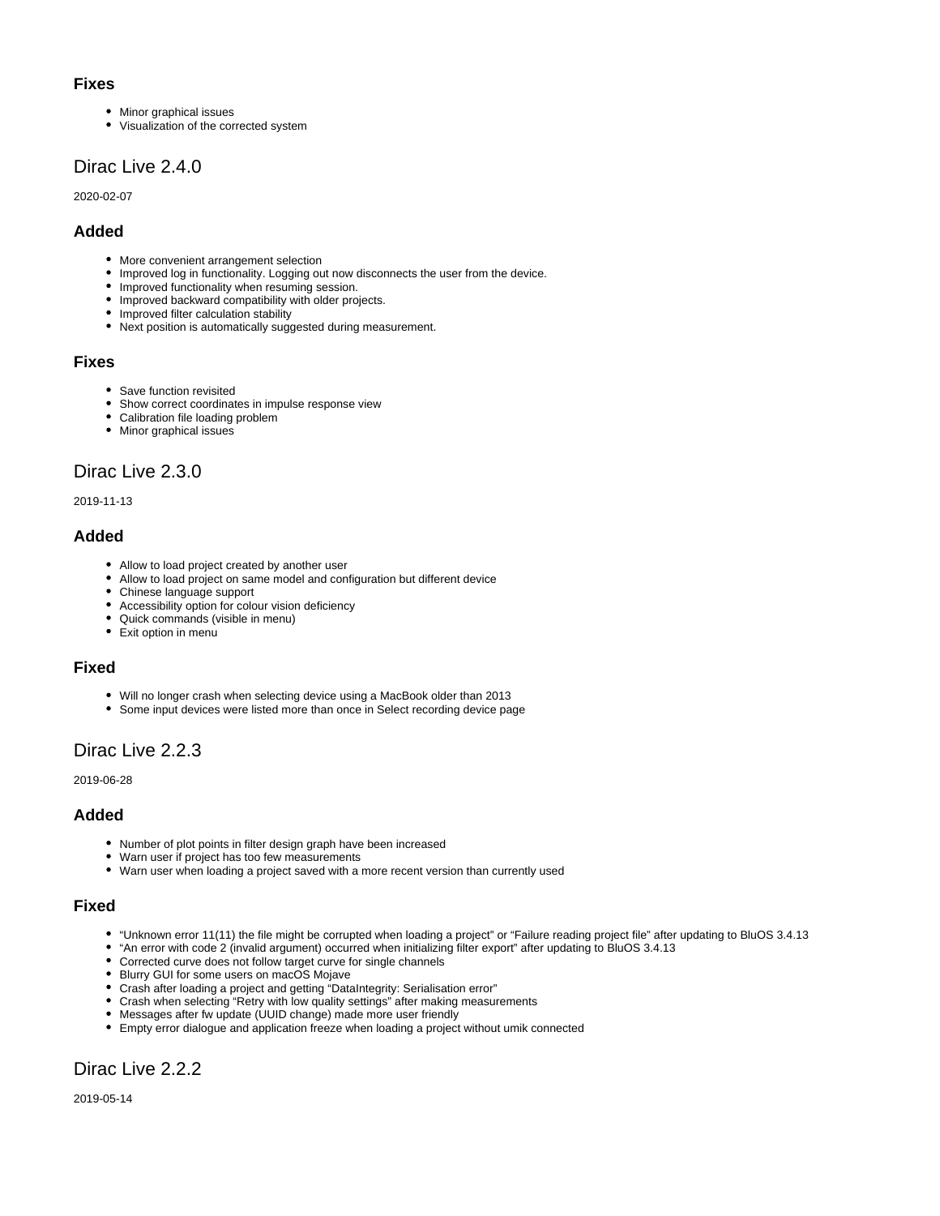### Fixes

- Minor graphical issues
- Visualization of the corrected system

## Dirac Live 2.4.0

2020-02-07

### Added

- More convenient arrangement selection
- Improved log in functionality. Logging out now disconnects the user from the device.
- Improved functionality when resuming session.
- Improved backward compatibility with older projects.
- Improved filter calculation stability
- Next position is automatically suggested during measurement.

### Fixes

- Save function revisited
- Show correct coordinates in impulse response view
- Calibration file loading problem
- Minor graphical issues

## Dirac Live 2.3.0

2019-11-13

### Added

- Allow to load project created by another user
- Allow to load project on same model and configuration but different device
- Chinese language support
- Accessibility option for colour vision deficiency
- Quick commands (visible in menu)
- Exit option in menu

### Fixed

- Will no longer crash when selecting device using a MacBook older than 2013
- Some input devices were listed more than once in Select recording device page

## Dirac Live 2.2.3

2019-06-28

### Added

- Number of plot points in filter design graph have been increased
- Warn user if project has too few measurements
- Warn user when loading a project saved with a more recent version than currently used

### Fixed

- “Unknown error 11(11) the file might be corrupted when loading a project” or “Failure reading project file” after updating to BluOS 3.4.13
- “An error with code 2 (invalid argument) occurred when initializing filter export” after updating to BluOS 3.4.13
- Corrected curve does not follow target curve for single channels
- Blurry GUI for some users on macOS Mojave
- Crash after loading a project and getting “DataIntegrity: Serialisation error”
- Crash when selecting “Retry with low quality settings” after making measurements
- Messages after fw update (UUID change) made more user friendly
- Empty error dialogue and application freeze when loading a project without umik connected

## Dirac Live 2.2.2

2019-05-14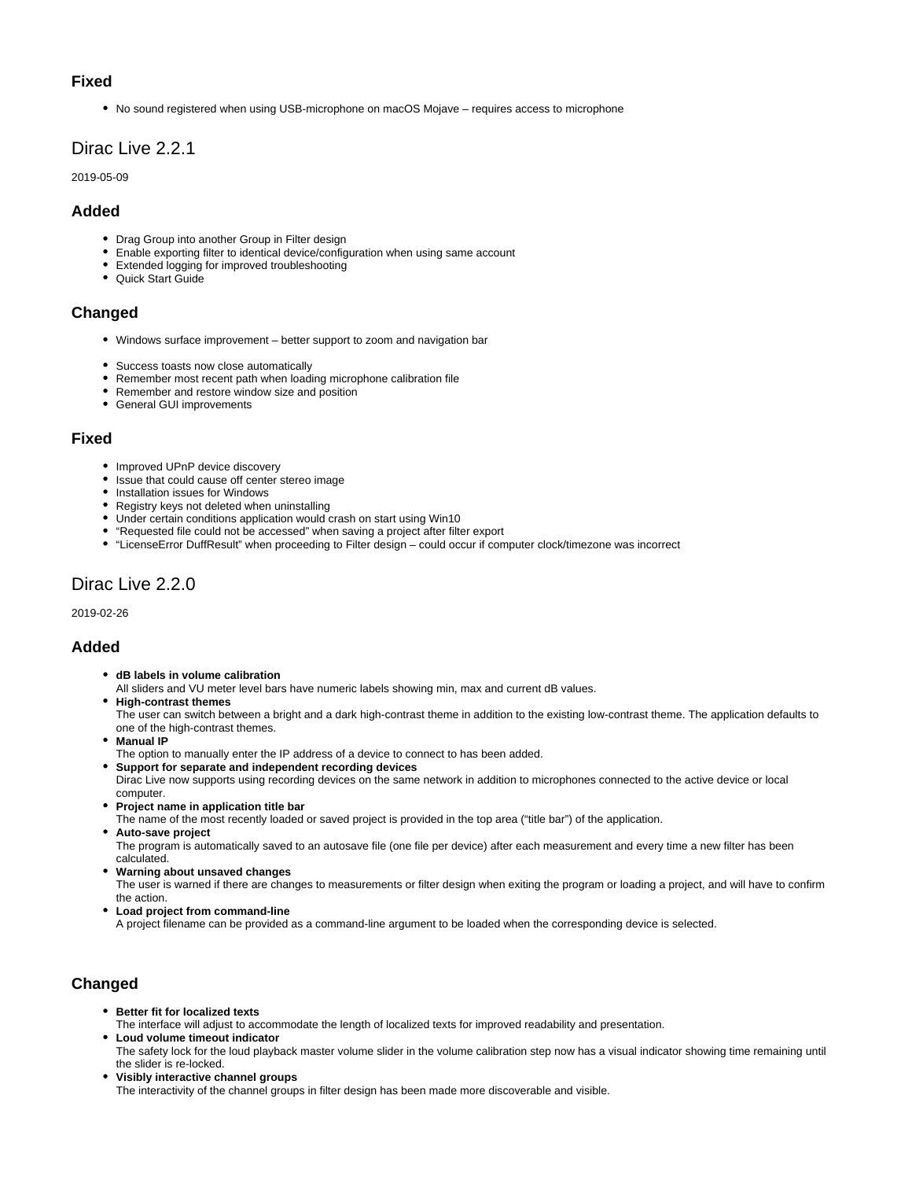### Fixed

- No sound registered when using USB-microphone on macOS Mojave – requires access to microphone

## Dirac Live 2.2.1

2019-05-09

### Added

- Drag Group into another Group in Filter design
- Enable exporting filter to identical device/configuration when using same account
- Extended logging for improved troubleshooting
- Quick Start Guide

### Changed

- Windows surface improvement – better support to zoom and navigation bar

- Success toasts now close automatically
- Remember most recent path when loading microphone calibration file
- Remember and restore window size and position
- General GUI improvements

### Fixed

- Improved UPnP device discovery
- Issue that could cause off center stereo image
- Installation issues for Windows
- Registry keys not deleted when uninstalling
- Under certain conditions application would crash on start using Win10
- "Requested file could not be accessed" when saving a project after filter export
- "LicenseError DuffResult" when proceeding to Filter design – could occur if computer clock/timezone was incorrect

## Dirac Live 2.2.0

2019-02-26

### Added

- **dB labels in volume calibration**
  All sliders and VU meter level bars have numeric labels showing min, max and current dB values.
- **High-contrast themes**
  The user can switch between a bright and a dark high-contrast theme in addition to the existing low-contrast theme. The application defaults to one of the high-contrast themes.
- **Manual IP**
  The option to manually enter the IP address of a device to connect to has been added.
- **Support for separate and independent recording devices**
  Dirac Live now supports using recording devices on the same network in addition to microphones connected to the active device or local computer.
- **Project name in application title bar**
  The name of the most recently loaded or saved project is provided in the top area ("title bar") of the application.
- **Auto-save project**
  The program is automatically saved to an autosave file (one file per device) after each measurement and every time a new filter has been calculated.
- **Warning about unsaved changes**
  The user is warned if there are changes to measurements or filter design when exiting the program or loading a project, and will have to confirm the action.
- **Load project from command-line**
  A project filename can be provided as a command-line argument to be loaded when the corresponding device is selected.

### Changed

- **Better fit for localized texts**
  The interface will adjust to accommodate the length of localized texts for improved readability and presentation.
- **Loud volume timeout indicator**
  The safety lock for the loud playback master volume slider in the volume calibration step now has a visual indicator showing time remaining until the slider is re-locked.
- **Visibly interactive channel groups**
  The interactivity of the channel groups in filter design has been made more discoverable and visible.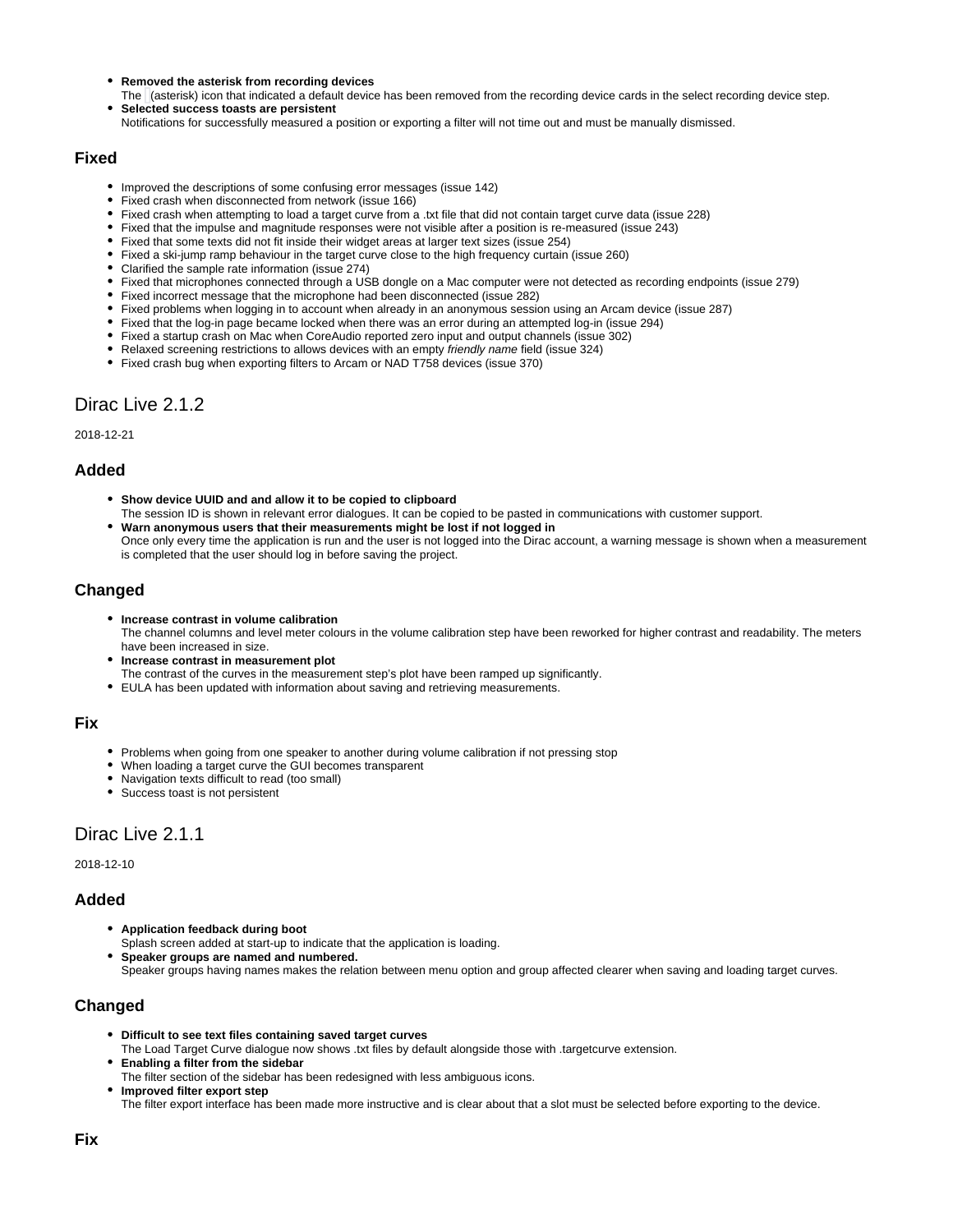- **Removed the asterisk from recording devices**
  The (asterisk) icon that indicated a default device has been removed from the recording device cards in the select recording device step.
- **Selected success toasts are persistent**
  Notifications for successfully measured a position or exporting a filter will not time out and must be manually dismissed.

### Fixed

- Improved the descriptions of some confusing error messages (issue 142)
- Fixed crash when disconnected from network (issue 166)
- Fixed crash when attempting to load a target curve from a .txt file that did not contain target curve data (issue 228)
- Fixed that the impulse and magnitude responses were not visible after a position is re-measured (issue 243)
- Fixed that some texts did not fit inside their widget areas at larger text sizes (issue 254)
- Fixed a ski-jump ramp behaviour in the target curve close to the high frequency curtain (issue 260)
- Clarified the sample rate information (issue 274)
- Fixed that microphones connected through a USB dongle on a Mac computer were not detected as recording endpoints (issue 279)
- Fixed incorrect message that the microphone had been disconnected (issue 282)
- Fixed problems when logging in to account when already in an anonymous session using an Arcam device (issue 287)
- Fixed that the log-in page became locked when there was an error during an attempted log-in (issue 294)
- Fixed a startup crash on Mac when CoreAudio reported zero input and output channels (issue 302)
- Relaxed screening restrictions to allows devices with an empty *friendly name* field (issue 324)
- Fixed crash bug when exporting filters to Arcam or NAD T758 devices (issue 370)

## Dirac Live 2.1.2

2018-12-21

### Added

- **Show device UUID and and allow it to be copied to clipboard**
  The session ID is shown in relevant error dialogues. It can be copied to be pasted in communications with customer support.
- **Warn anonymous users that their measurements might be lost if not logged in**
  Once only every time the application is run and the user is not logged into the Dirac account, a warning message is shown when a measurement is completed that the user should log in before saving the project.

### Changed

- **Increase contrast in volume calibration**
  The channel columns and level meter colours in the volume calibration step have been reworked for higher contrast and readability. The meters have been increased in size.
- **Increase contrast in measurement plot**
  The contrast of the curves in the measurement step's plot have been ramped up significantly.
- EULA has been updated with information about saving and retrieving measurements.

### Fix

- Problems when going from one speaker to another during volume calibration if not pressing stop
- When loading a target curve the GUI becomes transparent
- Navigation texts difficult to read (too small)
- Success toast is not persistent

## Dirac Live 2.1.1

2018-12-10

### Added

- **Application feedback during boot**
  Splash screen added at start-up to indicate that the application is loading.
- **Speaker groups are named and numbered.**
  Speaker groups having names makes the relation between menu option and group affected clearer when saving and loading target curves.

### Changed

- **Difficult to see text files containing saved target curves**
  The Load Target Curve dialogue now shows .txt files by default alongside those with .targetcurve extension.
- **Enabling a filter from the sidebar**
  The filter section of the sidebar has been redesigned with less ambiguous icons.
- **Improved filter export step**
  The filter export interface has been made more instructive and is clear about that a slot must be selected before exporting to the device.

### Fix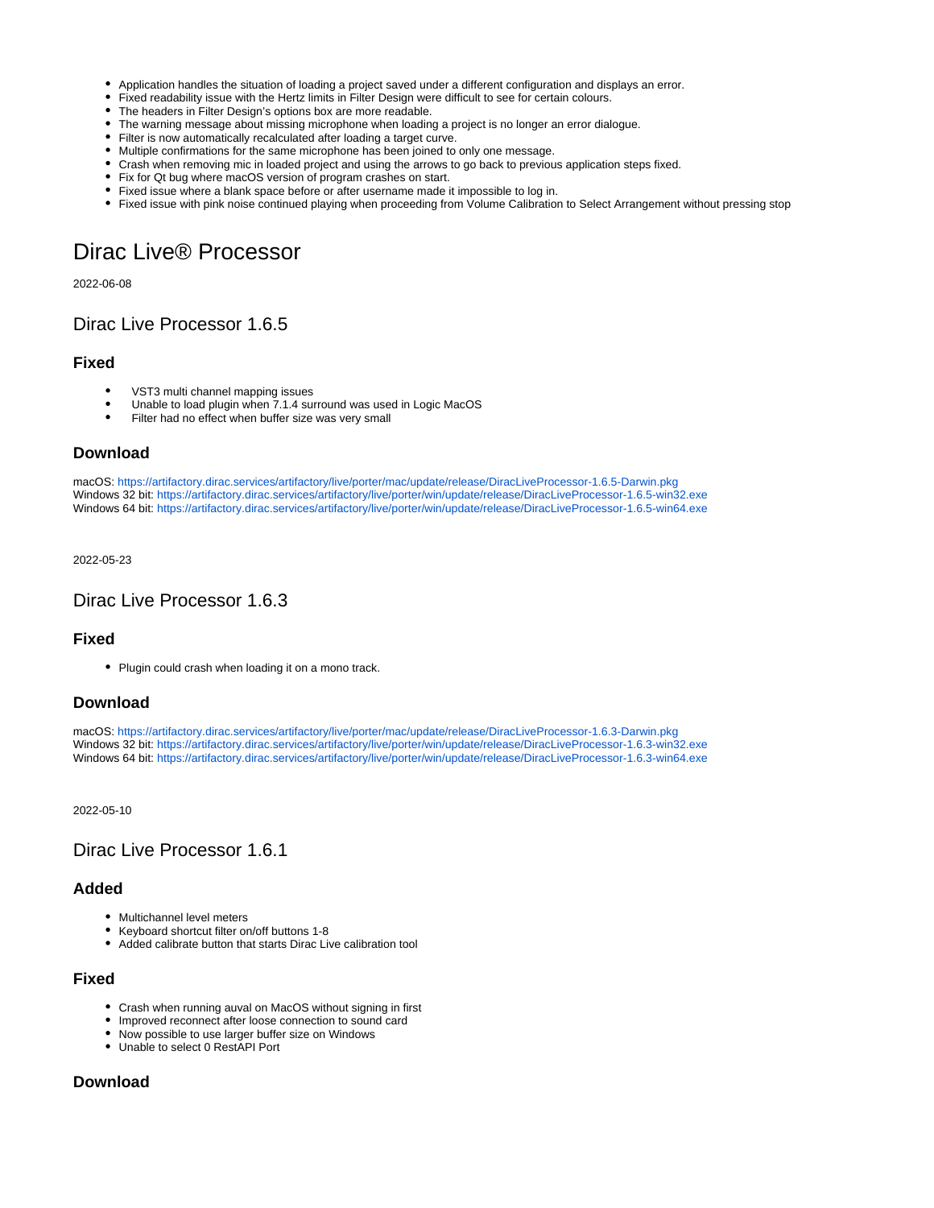- Application handles the situation of loading a project saved under a different configuration and displays an error.
- Fixed readability issue with the Hertz limits in Filter Design were difficult to see for certain colours.
- The headers in Filter Design's options box are more readable.
- The warning message about missing microphone when loading a project is no longer an error dialogue.
- Filter is now automatically recalculated after loading a target curve.
- Multiple confirmations for the same microphone has been joined to only one message.
- Crash when removing mic in loaded project and using the arrows to go back to previous application steps fixed.
- Fix for Qt bug where macOS version of program crashes on start.
- Fixed issue where a blank space before or after username made it impossible to log in.
- Fixed issue with pink noise continued playing when proceeding from Volume Calibration to Select Arrangement without pressing stop

# Dirac Live® Processor

2022-06-08

## Dirac Live Processor 1.6.5

### Fixed

- VST3 multi channel mapping issues
- Unable to load plugin when 7.1.4 surround was used in Logic MacOS
- Filter had no effect when buffer size was very small

### Download

macOS: https://artifactory.dirac.services/artifactory/live/porter/mac/update/release/DiracLiveProcessor-1.6.5-Darwin.pkg
Windows 32 bit: https://artifactory.dirac.services/artifactory/live/porter/win/update/release/DiracLiveProcessor-1.6.5-win32.exe
Windows 64 bit: https://artifactory.dirac.services/artifactory/live/porter/win/update/release/DiracLiveProcessor-1.6.5-win64.exe

2022-05-23

## Dirac Live Processor 1.6.3

### Fixed

- Plugin could crash when loading it on a mono track.

### Download

macOS: https://artifactory.dirac.services/artifactory/live/porter/mac/update/release/DiracLiveProcessor-1.6.3-Darwin.pkg
Windows 32 bit: https://artifactory.dirac.services/artifactory/live/porter/win/update/release/DiracLiveProcessor-1.6.3-win32.exe
Windows 64 bit: https://artifactory.dirac.services/artifactory/live/porter/win/update/release/DiracLiveProcessor-1.6.3-win64.exe

2022-05-10

## Dirac Live Processor 1.6.1

### Added

- Multichannel level meters
- Keyboard shortcut filter on/off buttons 1-8
- Added calibrate button that starts Dirac Live calibration tool

### Fixed

- Crash when running auval on MacOS without signing in first
- Improved reconnect after loose connection to sound card
- Now possible to use larger buffer size on Windows
- Unable to select 0 RestAPI Port

### Download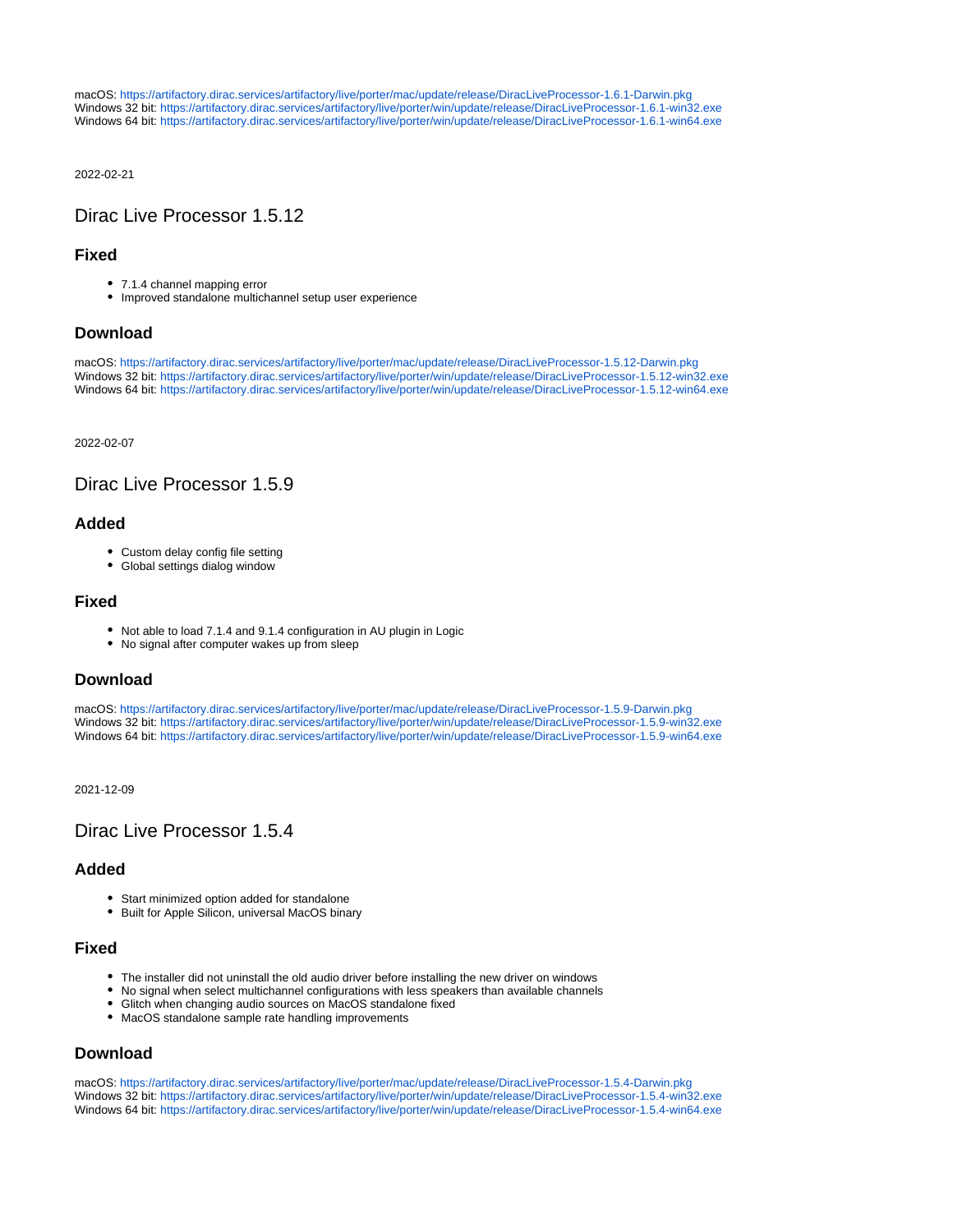macOS: https://artifactory.dirac.services/artifactory/live/porter/mac/update/release/DiracLiveProcessor-1.6.1-Darwin.pkg
Windows 32 bit: https://artifactory.dirac.services/artifactory/live/porter/win/update/release/DiracLiveProcessor-1.6.1-win32.exe
Windows 64 bit: https://artifactory.dirac.services/artifactory/live/porter/win/update/release/DiracLiveProcessor-1.6.1-win64.exe

2022-02-21

## Dirac Live Processor 1.5.12

### Fixed

- 7.1.4 channel mapping error
- Improved standalone multichannel setup user experience

### Download

macOS: https://artifactory.dirac.services/artifactory/live/porter/mac/update/release/DiracLiveProcessor-1.5.12-Darwin.pkg
Windows 32 bit: https://artifactory.dirac.services/artifactory/live/porter/win/update/release/DiracLiveProcessor-1.5.12-win32.exe
Windows 64 bit: https://artifactory.dirac.services/artifactory/live/porter/win/update/release/DiracLiveProcessor-1.5.12-win64.exe

2022-02-07

## Dirac Live Processor 1.5.9

### Added

- Custom delay config file setting
- Global settings dialog window

### Fixed

- Not able to load 7.1.4 and 9.1.4 configuration in AU plugin in Logic
- No signal after computer wakes up from sleep

### Download

macOS: https://artifactory.dirac.services/artifactory/live/porter/mac/update/release/DiracLiveProcessor-1.5.9-Darwin.pkg
Windows 32 bit: https://artifactory.dirac.services/artifactory/live/porter/win/update/release/DiracLiveProcessor-1.5.9-win32.exe
Windows 64 bit: https://artifactory.dirac.services/artifactory/live/porter/win/update/release/DiracLiveProcessor-1.5.9-win64.exe

2021-12-09

## Dirac Live Processor 1.5.4

### Added

- Start minimized option added for standalone
- Built for Apple Silicon, universal MacOS binary

### Fixed

- The installer did not uninstall the old audio driver before installing the new driver on windows
- No signal when select multichannel configurations with less speakers than available channels
- Glitch when changing audio sources on MacOS standalone fixed
- MacOS standalone sample rate handling improvements

### Download

macOS: https://artifactory.dirac.services/artifactory/live/porter/mac/update/release/DiracLiveProcessor-1.5.4-Darwin.pkg
Windows 32 bit: https://artifactory.dirac.services/artifactory/live/porter/win/update/release/DiracLiveProcessor-1.5.4-win32.exe
Windows 64 bit: https://artifactory.dirac.services/artifactory/live/porter/win/update/release/DiracLiveProcessor-1.5.4-win64.exe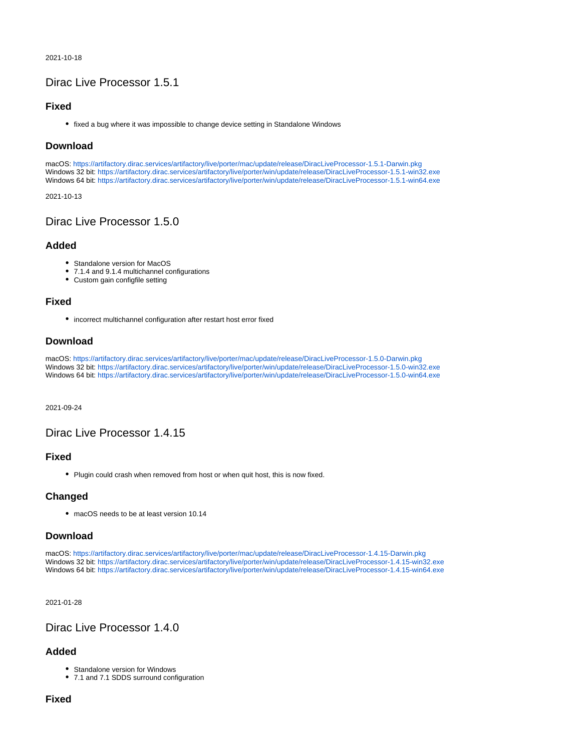2021-10-18

## Dirac Live Processor 1.5.1

### Fixed

- fixed a bug where it was impossible to change device setting in Standalone Windows

### Download

macOS: https://artifactory.dirac.services/artifactory/live/porter/mac/update/release/DiracLiveProcessor-1.5.1-Darwin.pkg
Windows 32 bit: https://artifactory.dirac.services/artifactory/live/porter/win/update/release/DiracLiveProcessor-1.5.1-win32.exe
Windows 64 bit: https://artifactory.dirac.services/artifactory/live/porter/win/update/release/DiracLiveProcessor-1.5.1-win64.exe

2021-10-13

## Dirac Live Processor 1.5.0

### Added

- Standalone version for MacOS
- 7.1.4 and 9.1.4 multichannel configurations
- Custom gain configfile setting

### Fixed

- incorrect multichannel configuration after restart host error fixed

### Download

macOS: https://artifactory.dirac.services/artifactory/live/porter/mac/update/release/DiracLiveProcessor-1.5.0-Darwin.pkg
Windows 32 bit: https://artifactory.dirac.services/artifactory/live/porter/win/update/release/DiracLiveProcessor-1.5.0-win32.exe
Windows 64 bit: https://artifactory.dirac.services/artifactory/live/porter/win/update/release/DiracLiveProcessor-1.5.0-win64.exe

2021-09-24

## Dirac Live Processor 1.4.15

### Fixed

- Plugin could crash when removed from host or when quit host, this is now fixed.

### Changed

- macOS needs to be at least version 10.14

### Download

macOS: https://artifactory.dirac.services/artifactory/live/porter/mac/update/release/DiracLiveProcessor-1.4.15-Darwin.pkg
Windows 32 bit: https://artifactory.dirac.services/artifactory/live/porter/win/update/release/DiracLiveProcessor-1.4.15-win32.exe
Windows 64 bit: https://artifactory.dirac.services/artifactory/live/porter/win/update/release/DiracLiveProcessor-1.4.15-win64.exe

2021-01-28

## Dirac Live Processor 1.4.0

### Added

- Standalone version for Windows
- 7.1 and 7.1 SDDS surround configuration

### Fixed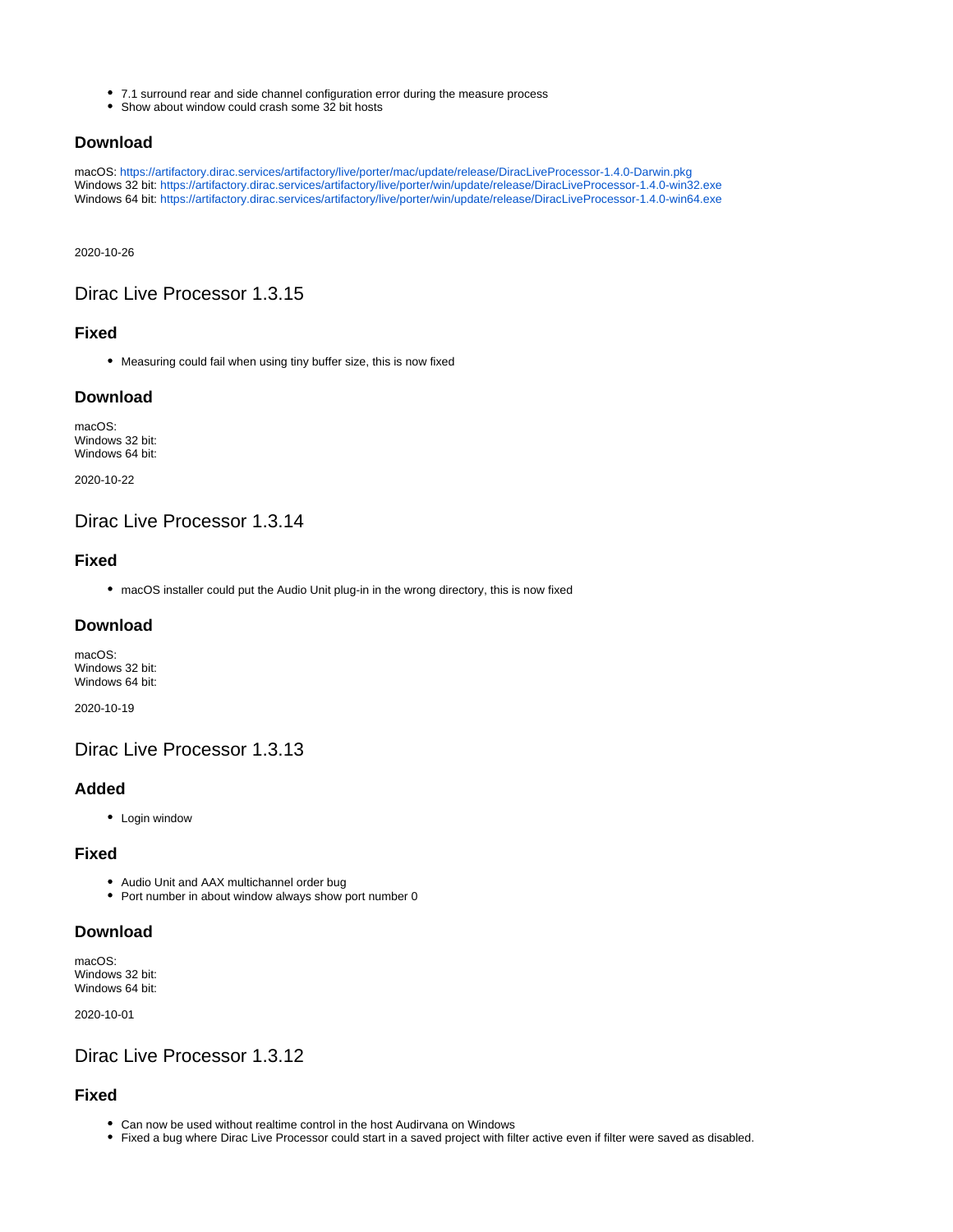- 7.1 surround rear and side channel configuration error during the measure process
- Show about window could crash some 32 bit hosts

### Download

macOS: https://artifactory.dirac.services/artifactory/live/porter/mac/update/release/DiracLiveProcessor-1.4.0-Darwin.pkg
Windows 32 bit: https://artifactory.dirac.services/artifactory/live/porter/win/update/release/DiracLiveProcessor-1.4.0-win32.exe
Windows 64 bit: https://artifactory.dirac.services/artifactory/live/porter/win/update/release/DiracLiveProcessor-1.4.0-win64.exe

2020-10-26

## Dirac Live Processor 1.3.15

### Fixed

- Measuring could fail when using tiny buffer size, this is now fixed

### Download

macOS:
Windows 32 bit:
Windows 64 bit:

2020-10-22

## Dirac Live Processor 1.3.14

### Fixed

- macOS installer could put the Audio Unit plug-in in the wrong directory, this is now fixed

### Download

macOS:
Windows 32 bit:
Windows 64 bit:

2020-10-19

## Dirac Live Processor 1.3.13

### Added

- Login window

### Fixed

- Audio Unit and AAX multichannel order bug
- Port number in about window always show port number 0

### Download

macOS:
Windows 32 bit:
Windows 64 bit:

2020-10-01

## Dirac Live Processor 1.3.12

### Fixed

- Can now be used without realtime control in the host Audirvana on Windows
- Fixed a bug where Dirac Live Processor could start in a saved project with filter active even if filter were saved as disabled.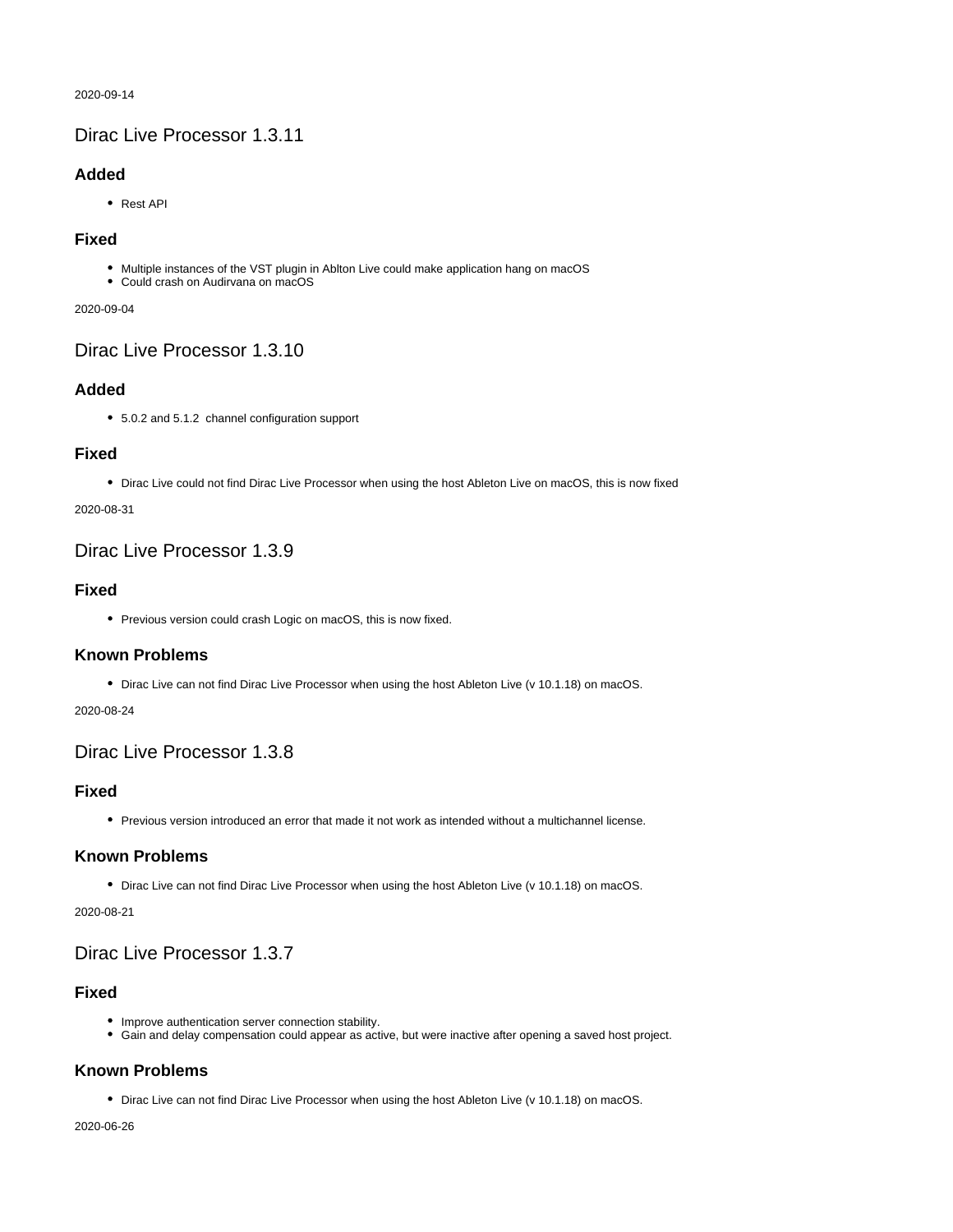2020-09-14

## Dirac Live Processor 1.3.11

### Added

- Rest API

### Fixed

- Multiple instances of the VST plugin in Ablton Live could make application hang on macOS
- Could crash on Audirvana on macOS

2020-09-04

## Dirac Live Processor 1.3.10

### Added

- 5.0.2 and 5.1.2  channel configuration support

### Fixed

- Dirac Live could not find Dirac Live Processor when using the host Ableton Live on macOS, this is now fixed

2020-08-31

## Dirac Live Processor 1.3.9

### Fixed

- Previous version could crash Logic on macOS, this is now fixed.

### Known Problems

- Dirac Live can not find Dirac Live Processor when using the host Ableton Live (v 10.1.18) on macOS.

2020-08-24

## Dirac Live Processor 1.3.8

### Fixed

- Previous version introduced an error that made it not work as intended without a multichannel license.

### Known Problems

- Dirac Live can not find Dirac Live Processor when using the host Ableton Live (v 10.1.18) on macOS.

2020-08-21

## Dirac Live Processor 1.3.7

### Fixed

- Improve authentication server connection stability.
- Gain and delay compensation could appear as active, but were inactive after opening a saved host project.

### Known Problems

- Dirac Live can not find Dirac Live Processor when using the host Ableton Live (v 10.1.18) on macOS.

2020-06-26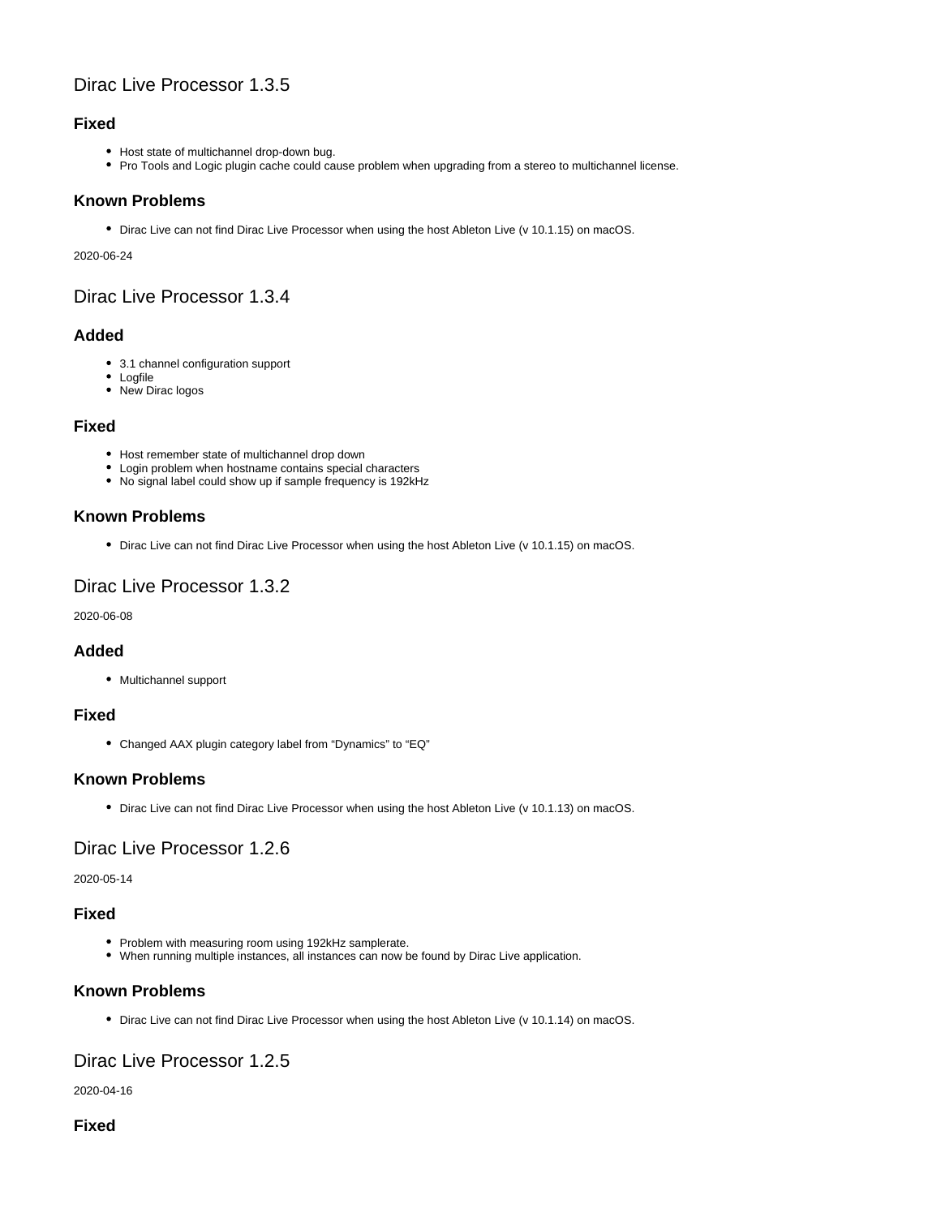## Dirac Live Processor 1.3.5

### Fixed

- Host state of multichannel drop-down bug.
- Pro Tools and Logic plugin cache could cause problem when upgrading from a stereo to multichannel license.

### Known Problems

- Dirac Live can not find Dirac Live Processor when using the host Ableton Live (v 10.1.15) on macOS.

2020-06-24

## Dirac Live Processor 1.3.4

### Added

- 3.1 channel configuration support
- Logfile
- New Dirac logos

### Fixed

- Host remember state of multichannel drop down
- Login problem when hostname contains special characters
- No signal label could show up if sample frequency is 192kHz

### Known Problems

- Dirac Live can not find Dirac Live Processor when using the host Ableton Live (v 10.1.15) on macOS.

## Dirac Live Processor 1.3.2

2020-06-08

### Added

- Multichannel support

### Fixed

- Changed AAX plugin category label from "Dynamics" to "EQ"

### Known Problems

- Dirac Live can not find Dirac Live Processor when using the host Ableton Live (v 10.1.13) on macOS.

## Dirac Live Processor 1.2.6

2020-05-14

### Fixed

- Problem with measuring room using 192kHz samplerate.
- When running multiple instances, all instances can now be found by Dirac Live application.

### Known Problems

- Dirac Live can not find Dirac Live Processor when using the host Ableton Live (v 10.1.14) on macOS.

## Dirac Live Processor 1.2.5

2020-04-16

### Fixed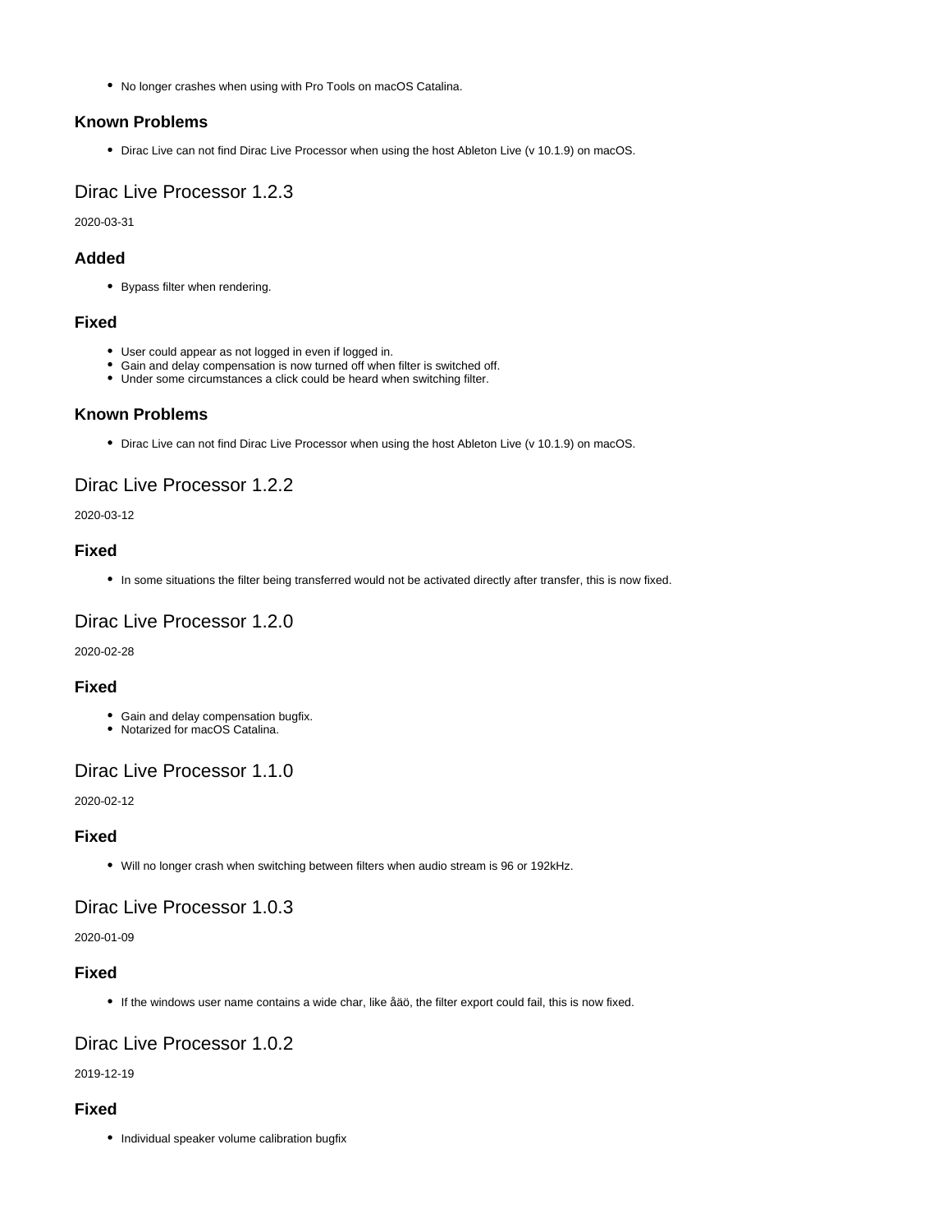- No longer crashes when using with Pro Tools on macOS Catalina.

### Known Problems

- Dirac Live can not find Dirac Live Processor when using the host Ableton Live (v 10.1.9) on macOS.

## Dirac Live Processor 1.2.3

2020-03-31

### Added

- Bypass filter when rendering.

### Fixed

- User could appear as not logged in even if logged in.
- Gain and delay compensation is now turned off when filter is switched off.
- Under some circumstances a click could be heard when switching filter.

### Known Problems

- Dirac Live can not find Dirac Live Processor when using the host Ableton Live (v 10.1.9) on macOS.

## Dirac Live Processor 1.2.2

2020-03-12

### Fixed

- In some situations the filter being transferred would not be activated directly after transfer, this is now fixed.

## Dirac Live Processor 1.2.0

2020-02-28

### Fixed

- Gain and delay compensation bugfix.
- Notarized for macOS Catalina.

## Dirac Live Processor 1.1.0

2020-02-12

### Fixed

- Will no longer crash when switching between filters when audio stream is 96 or 192kHz.

## Dirac Live Processor 1.0.3

2020-01-09

### Fixed

- If the windows user name contains a wide char, like åäö, the filter export could fail, this is now fixed.

## Dirac Live Processor 1.0.2

2019-12-19

### Fixed

- Individual speaker volume calibration bugfix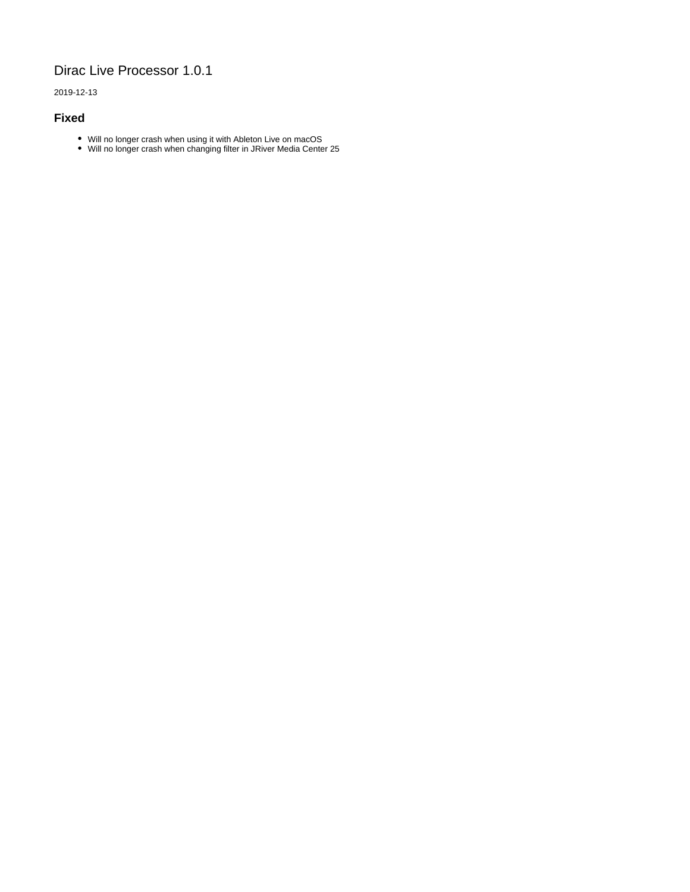## Dirac Live Processor 1.0.1

2019-12-13

### Fixed

- Will no longer crash when using it with Ableton Live on macOS
- Will no longer crash when changing filter in JRiver Media Center 25